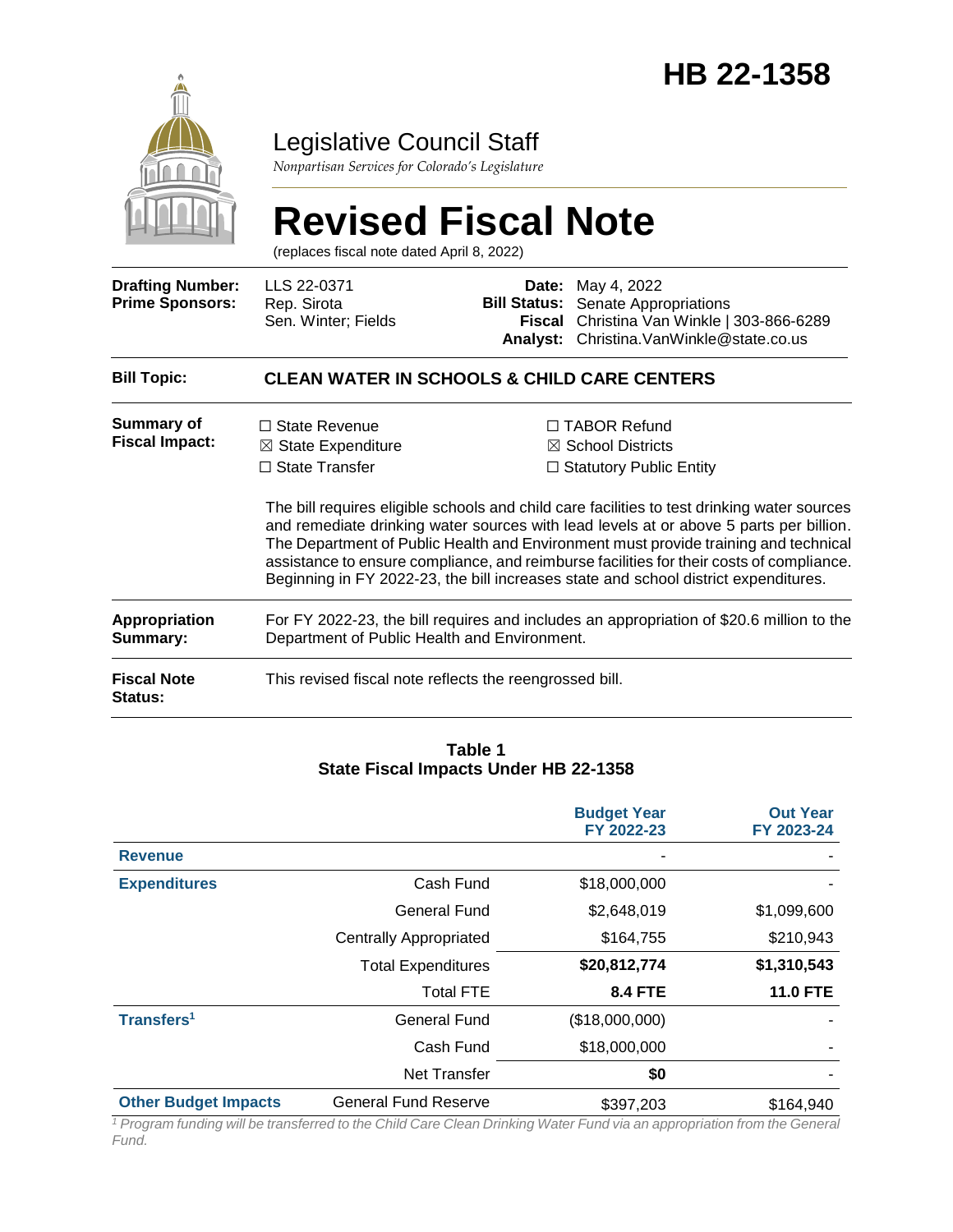# HB 22-1358

## Legislative Council Staff

*Nonpartisan Services for Colorado's Legislature*

# Revised Fiscal Note

(replaces fiscal note dated April 8, 2022)

| | | | |
|---|---|---|---|
| **Drafting Number:** | LLS 22-0371 | **Date:** | May 4, 2022 |
| **Prime Sponsors:** | Rep. Sirota<br>Sen. Winter; Fields | **Bill Status:** | Senate Appropriations |
| | | **Fiscal Analyst:** | Christina Van Winkle \| 303-866-6289<br>Christina.VanWinkle@state.co.us |

**Bill Topic:** **CLEAN WATER IN SCHOOLS & CHILD CARE CENTERS**

**Summary of Fiscal Impact:**

☐ State Revenue
☒ State Expenditure
☐ State Transfer
☐ TABOR Refund
☒ School Districts
☐ Statutory Public Entity

The bill requires eligible schools and child care facilities to test drinking water sources and remediate drinking water sources with lead levels at or above 5 parts per billion. The Department of Public Health and Environment must provide training and technical assistance to ensure compliance, and reimburse facilities for their costs of compliance. Beginning in FY 2022-23, the bill increases state and school district expenditures.

**Appropriation Summary:** For FY 2022-23, the bill requires and includes an appropriation of $20.6 million to the Department of Public Health and Environment.

**Fiscal Note Status:** This revised fiscal note reflects the reengrossed bill.

**Table 1**
**State Fiscal Impacts Under HB 22-1358**

| | | Budget Year FY 2022-23 | Out Year FY 2023-24 |
|---|---|---|---|
| **Revenue** | | - | - |
| **Expenditures** | Cash Fund | $18,000,000 | - |
| | General Fund | $2,648,019 | $1,099,600 |
| | Centrally Appropriated | $164,755 | $210,943 |
| | Total Expenditures | **$20,812,774** | **$1,310,543** |
| | Total FTE | **8.4 FTE** | **11.0 FTE** |
| **Transfers**[1] | General Fund | ($18,000,000) | - |
| | Cash Fund | $18,000,000 | - |
| | Net Transfer | **$0** | - |
| **Other Budget Impacts** | General Fund Reserve | $397,203 | $164,940 |

*[1] Program funding will be transferred to the Child Care Clean Drinking Water Fund via an appropriation from the General Fund.*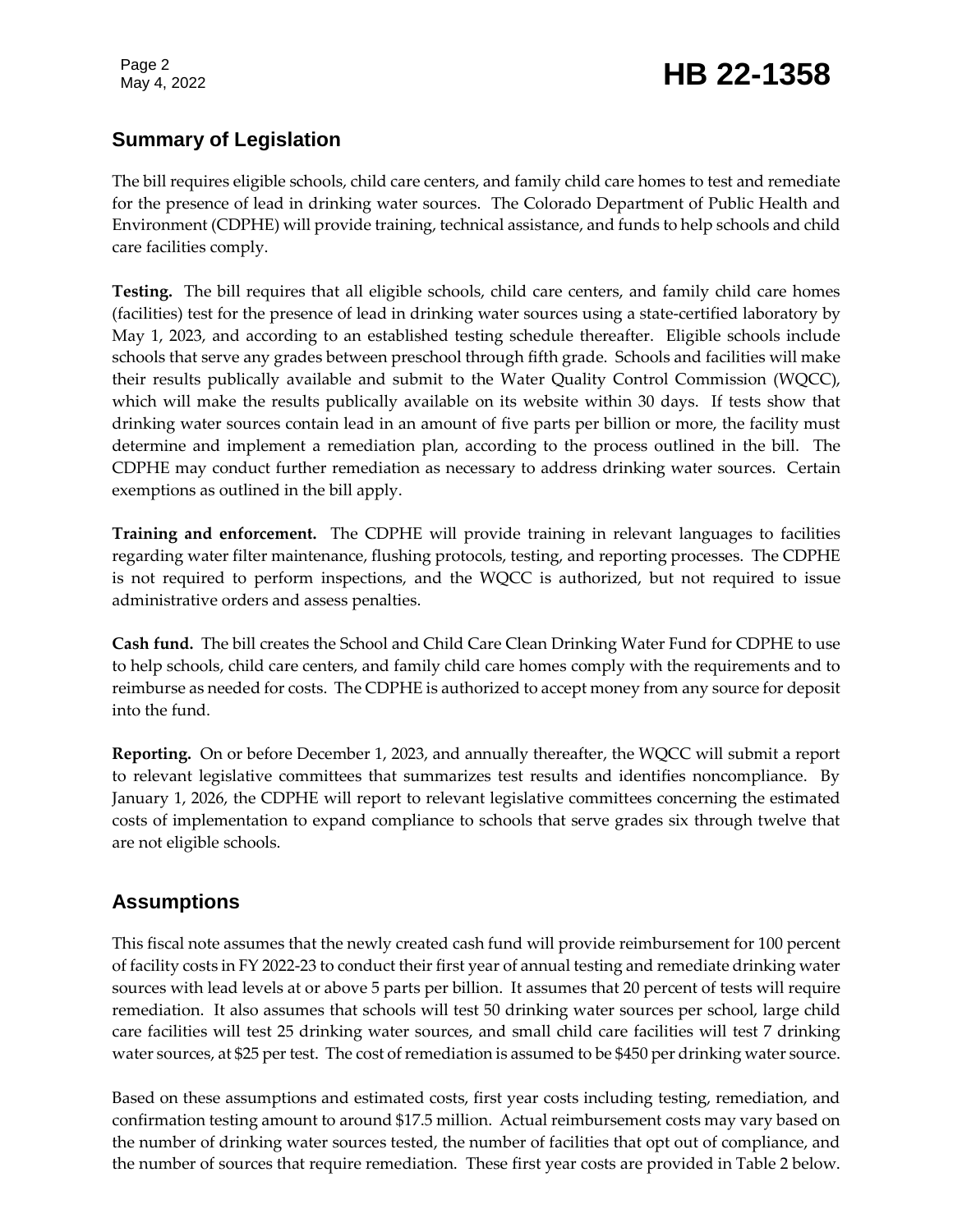## Summary of Legislation

The bill requires eligible schools, child care centers, and family child care homes to test and remediate for the presence of lead in drinking water sources. The Colorado Department of Public Health and Environment (CDPHE) will provide training, technical assistance, and funds to help schools and child care facilities comply.

**Testing.** The bill requires that all eligible schools, child care centers, and family child care homes (facilities) test for the presence of lead in drinking water sources using a state-certified laboratory by May 1, 2023, and according to an established testing schedule thereafter. Eligible schools include schools that serve any grades between preschool through fifth grade. Schools and facilities will make their results publically available and submit to the Water Quality Control Commission (WQCC), which will make the results publically available on its website within 30 days. If tests show that drinking water sources contain lead in an amount of five parts per billion or more, the facility must determine and implement a remediation plan, according to the process outlined in the bill. The CDPHE may conduct further remediation as necessary to address drinking water sources. Certain exemptions as outlined in the bill apply.

**Training and enforcement.** The CDPHE will provide training in relevant languages to facilities regarding water filter maintenance, flushing protocols, testing, and reporting processes. The CDPHE is not required to perform inspections, and the WQCC is authorized, but not required to issue administrative orders and assess penalties.

**Cash fund.** The bill creates the School and Child Care Clean Drinking Water Fund for CDPHE to use to help schools, child care centers, and family child care homes comply with the requirements and to reimburse as needed for costs. The CDPHE is authorized to accept money from any source for deposit into the fund.

**Reporting.** On or before December 1, 2023, and annually thereafter, the WQCC will submit a report to relevant legislative committees that summarizes test results and identifies noncompliance. By January 1, 2026, the CDPHE will report to relevant legislative committees concerning the estimated costs of implementation to expand compliance to schools that serve grades six through twelve that are not eligible schools.

## Assumptions

This fiscal note assumes that the newly created cash fund will provide reimbursement for 100 percent of facility costs in FY 2022-23 to conduct their first year of annual testing and remediate drinking water sources with lead levels at or above 5 parts per billion. It assumes that 20 percent of tests will require remediation. It also assumes that schools will test 50 drinking water sources per school, large child care facilities will test 25 drinking water sources, and small child care facilities will test 7 drinking water sources, at $25 per test. The cost of remediation is assumed to be $450 per drinking water source.

Based on these assumptions and estimated costs, first year costs including testing, remediation, and confirmation testing amount to around $17.5 million. Actual reimbursement costs may vary based on the number of drinking water sources tested, the number of facilities that opt out of compliance, and the number of sources that require remediation. These first year costs are provided in Table 2 below.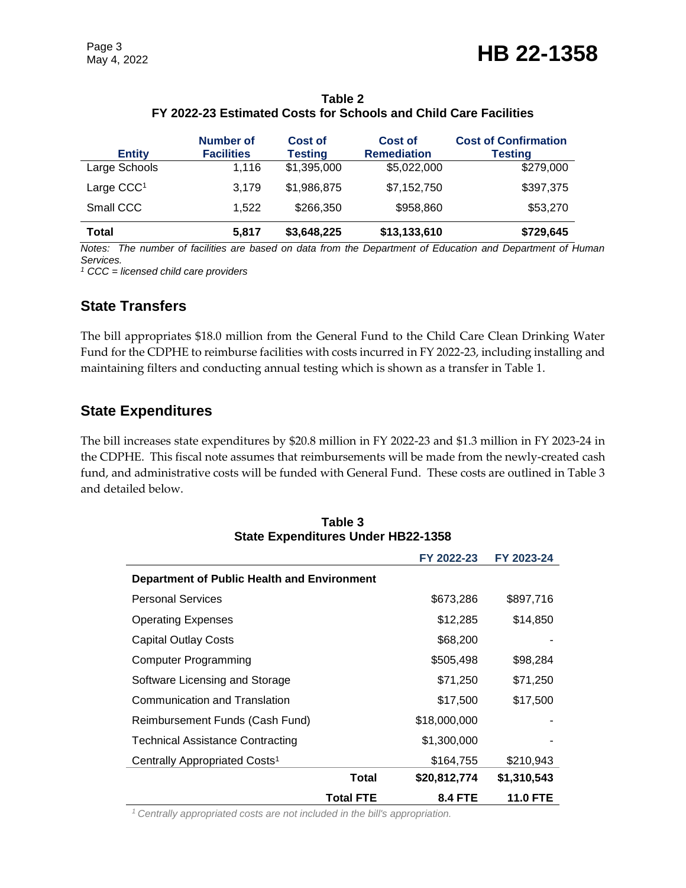**Table 2**
**FY 2022-23 Estimated Costs for Schools and Child Care Facilities**

| Entity | Number of Facilities | Cost of Testing | Cost of Remediation | Cost of Confirmation Testing |
|---|---|---|---|---|
| Large Schools | 1,116 | $1,395,000 | $5,022,000 | $279,000 |
| Large CCC[1] | 3,179 | $1,986,875 | $7,152,750 | $397,375 |
| Small CCC | 1,522 | $266,350 | $958,860 | $53,270 |
| **Total** | **5,817** | **$3,648,225** | **$13,133,610** | **$729,645** |

*Notes: The number of facilities are based on data from the Department of Education and Department of Human Services.*
*[1] CCC = licensed child care providers*

## State Transfers

The bill appropriates $18.0 million from the General Fund to the Child Care Clean Drinking Water Fund for the CDPHE to reimburse facilities with costs incurred in FY 2022-23, including installing and maintaining filters and conducting annual testing which is shown as a transfer in Table 1.

## State Expenditures

The bill increases state expenditures by $20.8 million in FY 2022-23 and $1.3 million in FY 2023-24 in the CDPHE. This fiscal note assumes that reimbursements will be made from the newly-created cash fund, and administrative costs will be funded with General Fund. These costs are outlined in Table 3 and detailed below.

**Table 3**
**State Expenditures Under HB22-1358**

| | FY 2022-23 | FY 2023-24 |
|---|---|---|
| **Department of Public Health and Environment** | | |
| Personal Services | $673,286 | $897,716 |
| Operating Expenses | $12,285 | $14,850 |
| Capital Outlay Costs | $68,200 | - |
| Computer Programming | $505,498 | $98,284 |
| Software Licensing and Storage | $71,250 | $71,250 |
| Communication and Translation | $17,500 | $17,500 |
| Reimbursement Funds (Cash Fund) | $18,000,000 | - |
| Technical Assistance Contracting | $1,300,000 | - |
| Centrally Appropriated Costs[1] | $164,755 | $210,943 |
| **Total** | **$20,812,774** | **$1,310,543** |
| **Total FTE** | **8.4 FTE** | **11.0 FTE** |

*[1] Centrally appropriated costs are not included in the bill's appropriation.*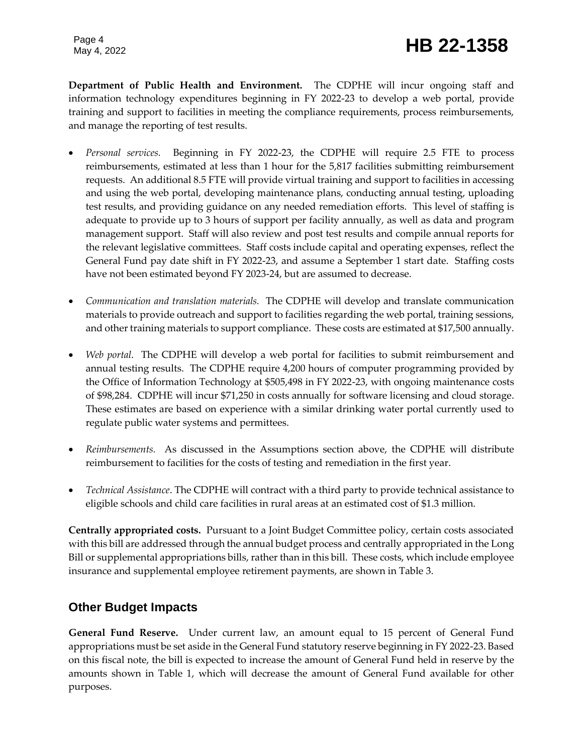**Department of Public Health and Environment.** The CDPHE will incur ongoing staff and information technology expenditures beginning in FY 2022-23 to develop a web portal, provide training and support to facilities in meeting the compliance requirements, process reimbursements, and manage the reporting of test results.

- *Personal services.* Beginning in FY 2022-23, the CDPHE will require 2.5 FTE to process reimbursements, estimated at less than 1 hour for the 5,817 facilities submitting reimbursement requests. An additional 8.5 FTE will provide virtual training and support to facilities in accessing and using the web portal, developing maintenance plans, conducting annual testing, uploading test results, and providing guidance on any needed remediation efforts. This level of staffing is adequate to provide up to 3 hours of support per facility annually, as well as data and program management support. Staff will also review and post test results and compile annual reports for the relevant legislative committees. Staff costs include capital and operating expenses, reflect the General Fund pay date shift in FY 2022-23, and assume a September 1 start date. Staffing costs have not been estimated beyond FY 2023-24, but are assumed to decrease.

- *Communication and translation materials.* The CDPHE will develop and translate communication materials to provide outreach and support to facilities regarding the web portal, training sessions, and other training materials to support compliance. These costs are estimated at $17,500 annually.

- *Web portal.* The CDPHE will develop a web portal for facilities to submit reimbursement and annual testing results. The CDPHE require 4,200 hours of computer programming provided by the Office of Information Technology at $505,498 in FY 2022-23, with ongoing maintenance costs of $98,284. CDPHE will incur $71,250 in costs annually for software licensing and cloud storage. These estimates are based on experience with a similar drinking water portal currently used to regulate public water systems and permittees.

- *Reimbursements.* As discussed in the Assumptions section above, the CDPHE will distribute reimbursement to facilities for the costs of testing and remediation in the first year.

- *Technical Assistance*. The CDPHE will contract with a third party to provide technical assistance to eligible schools and child care facilities in rural areas at an estimated cost of $1.3 million.

**Centrally appropriated costs.** Pursuant to a Joint Budget Committee policy, certain costs associated with this bill are addressed through the annual budget process and centrally appropriated in the Long Bill or supplemental appropriations bills, rather than in this bill. These costs, which include employee insurance and supplemental employee retirement payments, are shown in Table 3.

## Other Budget Impacts

**General Fund Reserve.** Under current law, an amount equal to 15 percent of General Fund appropriations must be set aside in the General Fund statutory reserve beginning in FY 2022-23. Based on this fiscal note, the bill is expected to increase the amount of General Fund held in reserve by the amounts shown in Table 1, which will decrease the amount of General Fund available for other purposes.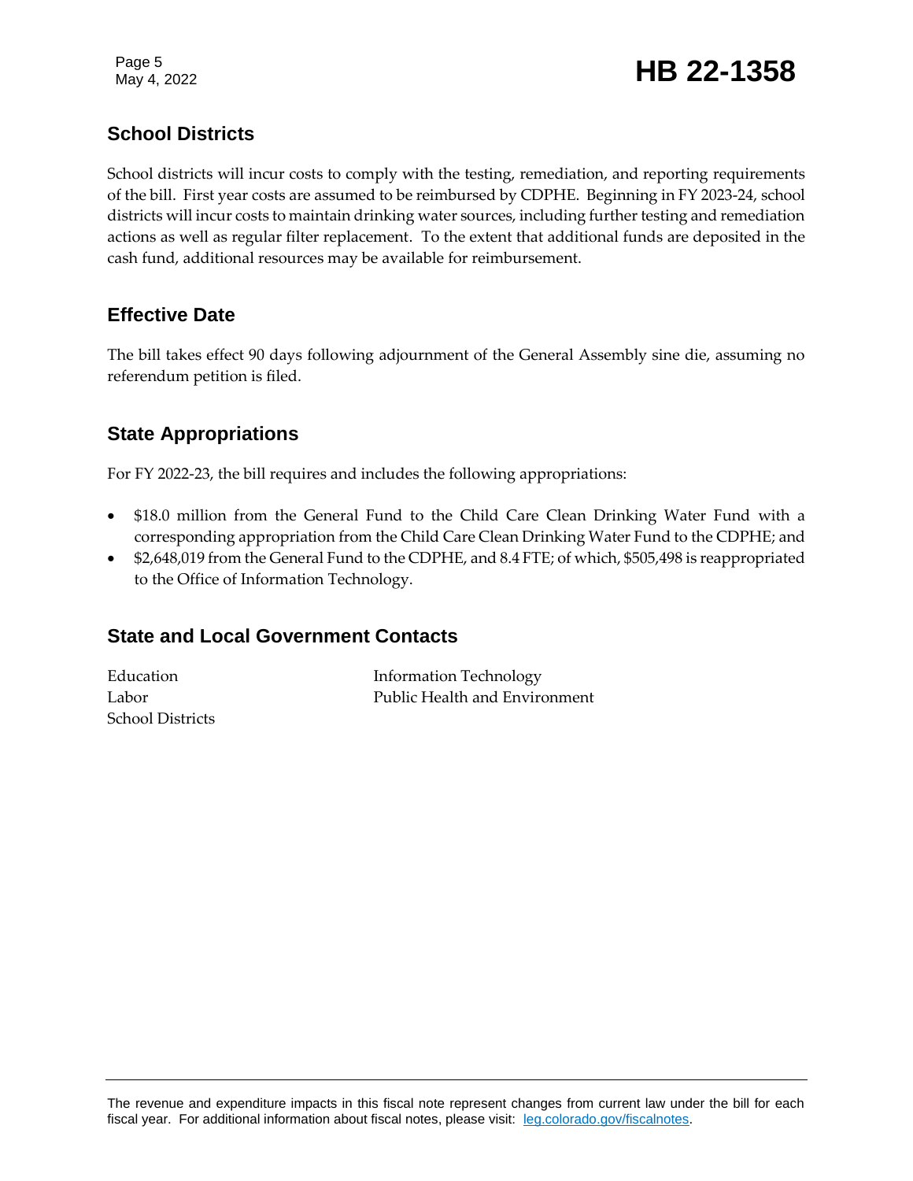## School Districts

School districts will incur costs to comply with the testing, remediation, and reporting requirements of the bill. First year costs are assumed to be reimbursed by CDPHE. Beginning in FY 2023-24, school districts will incur costs to maintain drinking water sources, including further testing and remediation actions as well as regular filter replacement. To the extent that additional funds are deposited in the cash fund, additional resources may be available for reimbursement.

## Effective Date

The bill takes effect 90 days following adjournment of the General Assembly sine die, assuming no referendum petition is filed.

## State Appropriations

For FY 2022-23, the bill requires and includes the following appropriations:

- $18.0 million from the General Fund to the Child Care Clean Drinking Water Fund with a corresponding appropriation from the Child Care Clean Drinking Water Fund to the CDPHE; and
- $2,648,019 from the General Fund to the CDPHE, and 8.4 FTE; of which, $505,498 is reappropriated to the Office of Information Technology.

## State and Local Government Contacts

| | |
|---|---|
| Education | Information Technology |
| Labor | Public Health and Environment |
| School Districts | |

The revenue and expenditure impacts in this fiscal note represent changes from current law under the bill for each fiscal year. For additional information about fiscal notes, please visit: leg.colorado.gov/fiscalnotes.